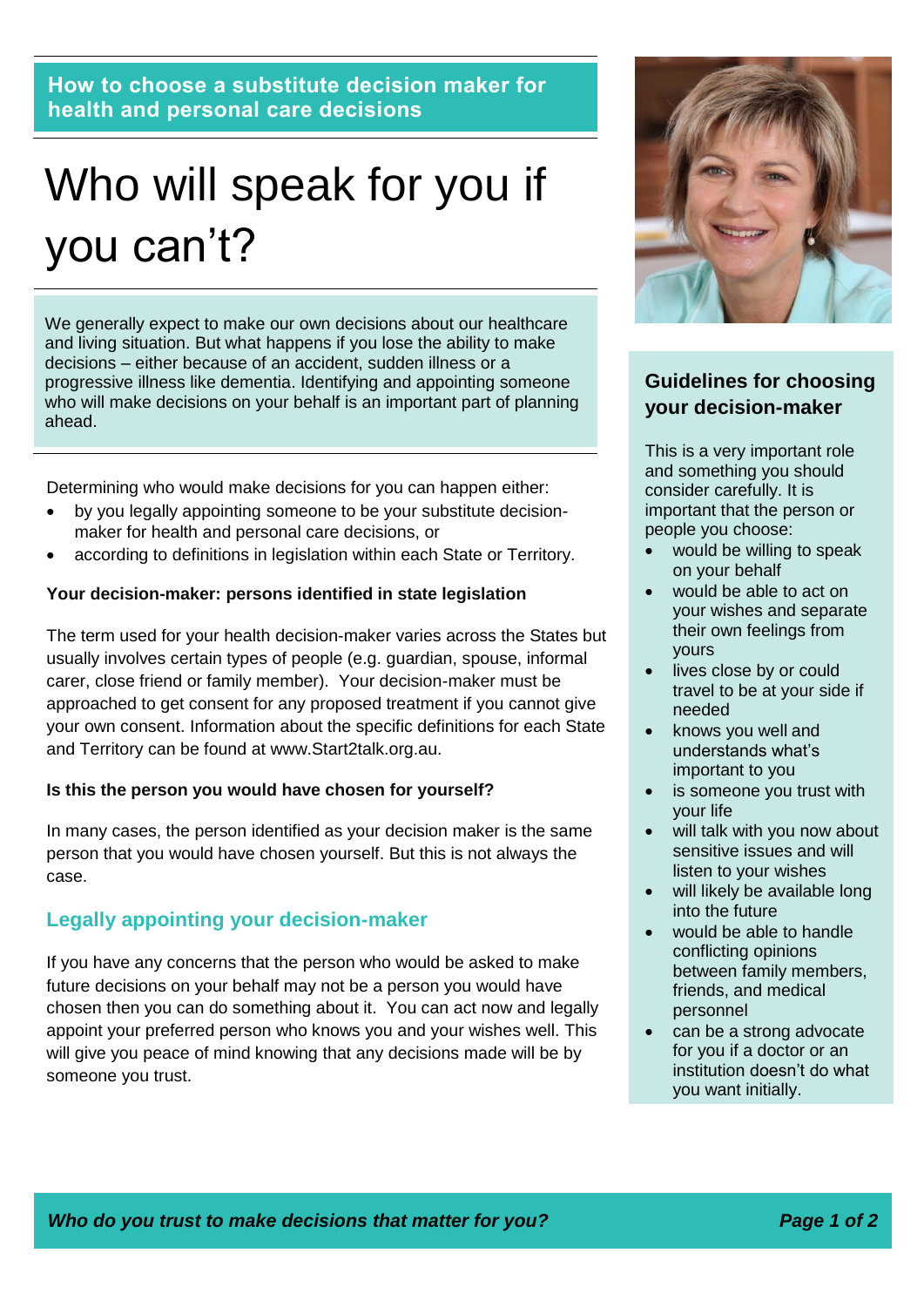**How to choose a substitute decision maker for health and personal care decisions**

# Who will speak for you if you can't?

We generally expect to make our own decisions about our healthcare and living situation. But what happens if you lose the ability to make decisions – either because of an accident, sudden illness or a progressive illness like dementia. Identifying and appointing someone who will make decisions on your behalf is an important part of planning ahead.

Determining who would make decisions for you can happen either:

- by you legally appointing someone to be your substitute decision-maker for health and personal care decisions, or
- according to definitions in legislation within each State or Territory.

**Your decision-maker: persons identified in state legislation**

The term used for your health decision-maker varies across the States but usually involves certain types of people (e.g. guardian, spouse, informal carer, close friend or family member). Your decision-maker must be approached to get consent for any proposed treatment if you cannot give your own consent. Information about the specific definitions for each State and Territory can be found at www.Start2talk.org.au.

**Is this the person you would have chosen for yourself?**

In many cases, the person identified as your decision maker is the same person that you would have chosen yourself. But this is not always the case.

## Legally appointing your decision-maker

If you have any concerns that the person who would be asked to make future decisions on your behalf may not be a person you would have chosen then you can do something about it. You can act now and legally appoint your preferred person who knows you and your wishes well. This will give you peace of mind knowing that any decisions made will be by someone you trust.

## Guidelines for choosing your decision-maker

This is a very important role and something you should consider carefully. It is important that the person or people you choose:

- would be willing to speak on your behalf
- would be able to act on your wishes and separate their own feelings from yours
- lives close by or could travel to be at your side if needed
- knows you well and understands what's important to you
- is someone you trust with your life
- will talk with you now about sensitive issues and will listen to your wishes
- will likely be available long into the future
- would be able to handle conflicting opinions between family members, friends, and medical personnel
- can be a strong advocate for you if a doctor or an institution doesn't do what you want initially.

***Who do you trust to make decisions that matter for you?***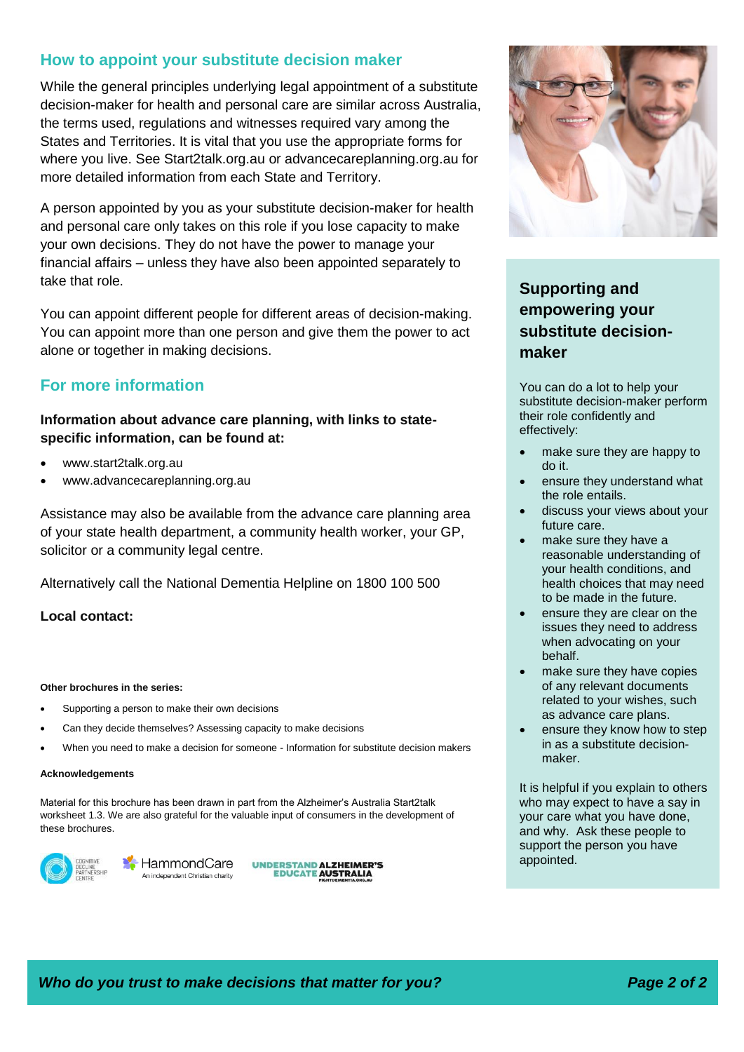## How to appoint your substitute decision maker

While the general principles underlying legal appointment of a substitute decision-maker for health and personal care are similar across Australia, the terms used, regulations and witnesses required vary among the States and Territories. It is vital that you use the appropriate forms for where you live. See Start2talk.org.au or advancecareplanning.org.au for more detailed information from each State and Territory.

A person appointed by you as your substitute decision-maker for health and personal care only takes on this role if you lose capacity to make your own decisions. They do not have the power to manage your financial affairs – unless they have also been appointed separately to take that role.

You can appoint different people for different areas of decision-making. You can appoint more than one person and give them the power to act alone or together in making decisions.

## For more information

**Information about advance care planning, with links to state-specific information, can be found at:**

- www.start2talk.org.au
- www.advancecareplanning.org.au

Assistance may also be available from the advance care planning area of your state health department, a community health worker, your GP, solicitor or a community legal centre.

Alternatively call the National Dementia Helpline on 1800 100 500

**Local contact:**

**Other brochures in the series:**

- Supporting a person to make their own decisions
- Can they decide themselves? Assessing capacity to make decisions
- When you need to make a decision for someone - Information for substitute decision makers

**Acknowledgements**

Material for this brochure has been drawn in part from the Alzheimer's Australia Start2talk worksheet 1.3. We are also grateful for the valuable input of consumers in the development of these brochures.

COGNITIVE DECLINE PARTNERSHIP CENTRE

HammondCare An independent Christian charity

UNDERSTAND ALZHEIMER'S EDUCATE AUSTRALIA FIGHTDEMENTIA.ORG.AU

## Supporting and empowering your substitute decision-maker

You can do a lot to help your substitute decision-maker perform their role confidently and effectively:

- make sure they are happy to do it.
- ensure they understand what the role entails.
- discuss your views about your future care.
- make sure they have a reasonable understanding of your health conditions, and health choices that may need to be made in the future.
- ensure they are clear on the issues they need to address when advocating on your behalf.
- make sure they have copies of any relevant documents related to your wishes, such as advance care plans.
- ensure they know how to step in as a substitute decision-maker.

It is helpful if you explain to others who may expect to have a say in your care what you have done, and why. Ask these people to support the person you have appointed.

*Who do you trust to make decisions that matter for you?*